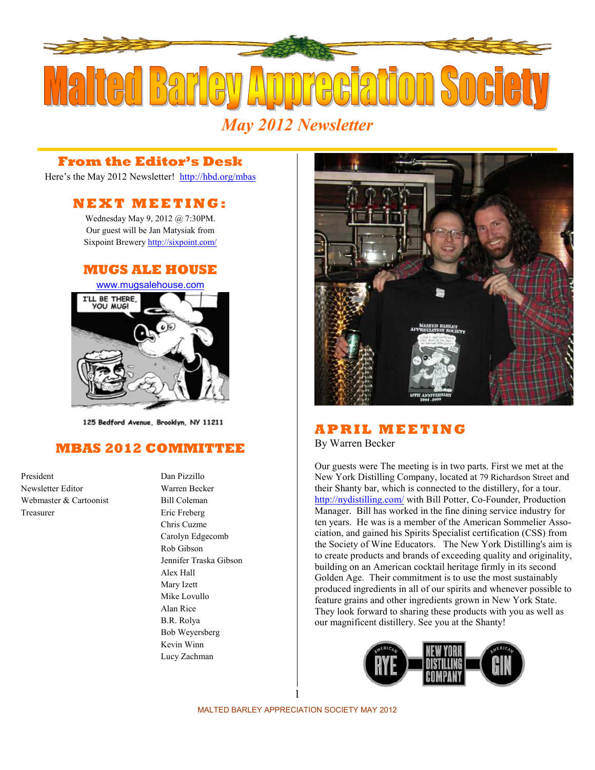# Malted Barley Appreciation Society

*May 2012 Newsletter*

## From the Editor's Desk

Here's the May 2012 Newsletter! http://hbd.org/mbas

## NEXT MEETING:

Wednesday May 9, 2012 @ 7:30PM.
Our guest will be Jan Matysiak from Sixpoint Brewery http://sixpoint.com/

## MUGS ALE HOUSE

www.mugsalehouse.com

I'LL BE THERE, YOU MUG!

125 Bedford Avenue, Brooklyn, NY 11211

## MBAS 2012 COMMITTEE

| | |
|---|---|
| President | Dan Pizzillo |
| Newsletter Editor | Warren Becker |
| Webmaster & Cartoonist | Bill Coleman |
| Treasurer | Eric Freberg |
| | Chris Cuzme |
| | Carolyn Edgecomb |
| | Rob Gibson |
| | Jennifer Traska Gibson |
| | Alex Hall |
| | Mary Izett |
| | Mike Lovullo |
| | Alan Rice |
| | B.R. Rolya |
| | Bob Weyersberg |
| | Kevin Winn |
| | Lucy Zachman |

## APRIL MEETING

By Warren Becker

Our guests were The meeting is in two parts. First we met at the New York Distilling Company, located at 79 Richardson Street and their Shanty bar, which is connected to the distillery, for a tour. http://nydistilling.com/ with Bill Potter, Co-Founder, Production Manager. Bill has worked in the fine dining service industry for ten years. He was is a member of the American Sommelier Association, and gained his Spirits Specialist certification (CSS) from the Society of Wine Educators. The New York Distilling's aim is to create products and brands of exceeding quality and originality, building on an American cocktail heritage firmly in its second Golden Age. Their commitment is to use the most sustainably produced ingredients in all of our spirits and whenever possible to feature grains and other ingredients grown in New York State. They look forward to sharing these products with you as well as our magnificent distillery. See you at the Shanty!

AMERICAN RYE — NEW YORK DISTILLING COMPANY — AMERICAN GIN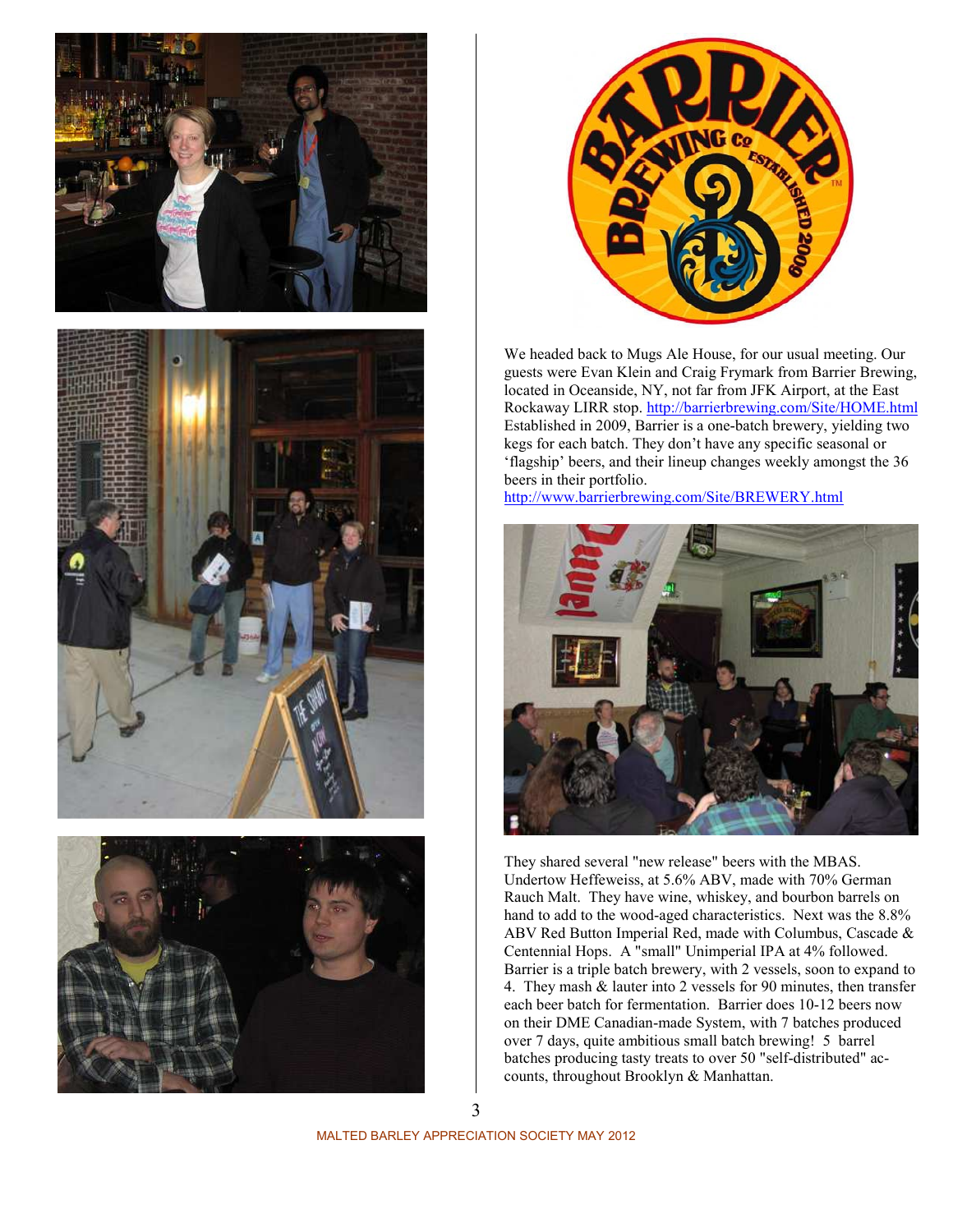We headed back to Mugs Ale House, for our usual meeting. Our guests were Evan Klein and Craig Frymark from Barrier Brewing, located in Oceanside, NY, not far from JFK Airport, at the East Rockaway LIRR stop. http://barrierbrewing.com/Site/HOME.html Established in 2009, Barrier is a one-batch brewery, yielding two kegs for each batch. They don't have any specific seasonal or 'flagship' beers, and their lineup changes weekly amongst the 36 beers in their portfolio.
http://www.barrierbrewing.com/Site/BREWERY.html

They shared several "new release" beers with the MBAS. Undertow Heffeweiss, at 5.6% ABV, made with 70% German Rauch Malt. They have wine, whiskey, and bourbon barrels on hand to add to the wood-aged characteristics. Next was the 8.8% ABV Red Button Imperial Red, made with Columbus, Cascade & Centennial Hops. A "small" Unimperial IPA at 4% followed. Barrier is a triple batch brewery, with 2 vessels, soon to expand to 4. They mash & lauter into 2 vessels for 90 minutes, then transfer each beer batch for fermentation. Barrier does 10-12 beers now on their DME Canadian-made System, with 7 batches produced over 7 days, quite ambitious small batch brewing! 5 barrel batches producing tasty treats to over 50 "self-distributed" accounts, throughout Brooklyn & Manhattan.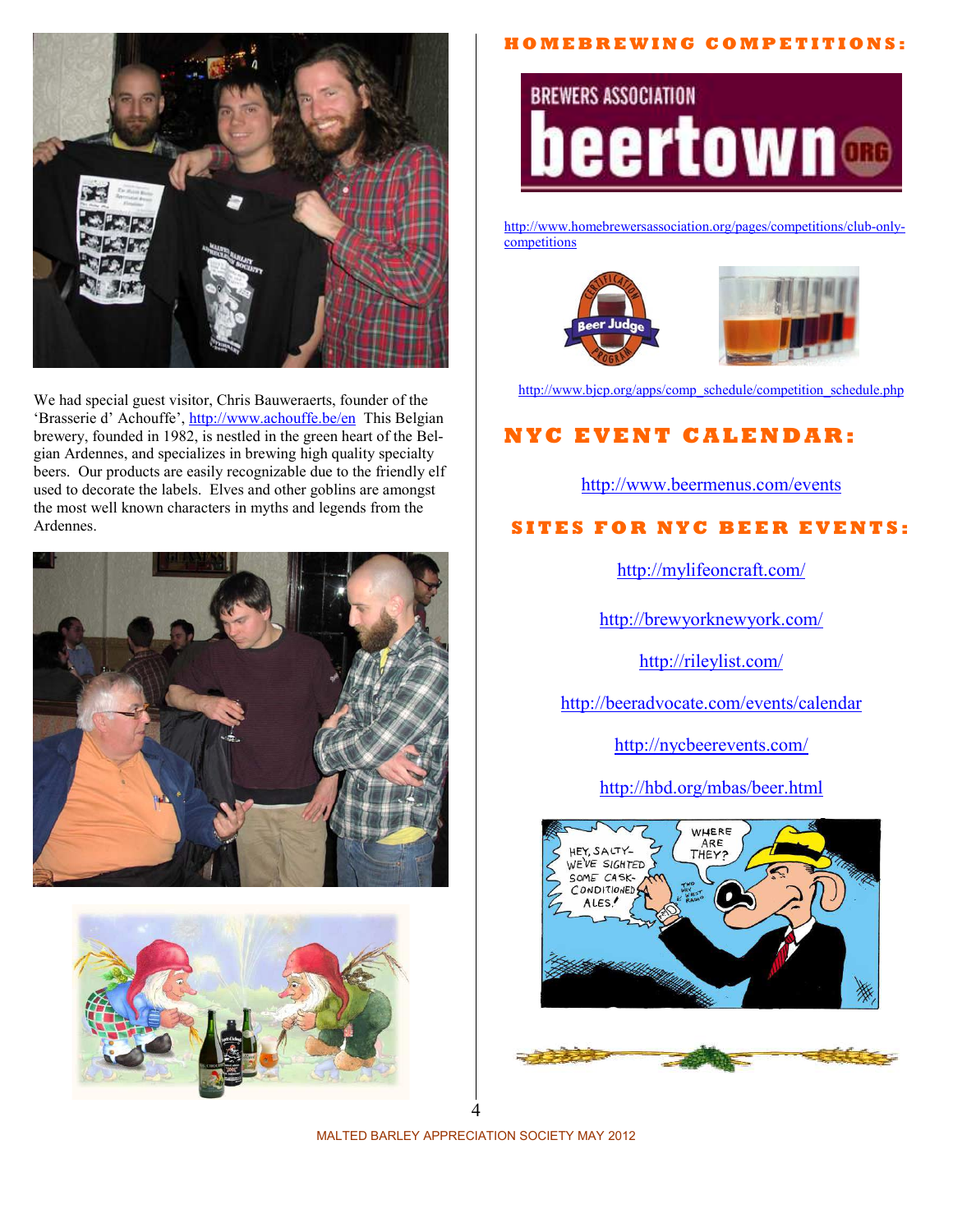We had special guest visitor, Chris Bauweraerts, founder of the 'Brasserie d' Achouffe', http://www.achouffe.be/en This Belgian brewery, founded in 1982, is nestled in the green heart of the Belgian Ardennes, and specializes in brewing high quality specialty beers. Our products are easily recognizable due to the friendly elf used to decorate the labels. Elves and other goblins are amongst the most well known characters in myths and legends from the Ardennes.

## HOMEBREWING COMPETITIONS:

http://www.homebrewersassociation.org/pages/competitions/club-only-competitions

http://www.bjcp.org/apps/comp_schedule/competition_schedule.php

## NYC EVENT CALENDAR:

http://www.beermenus.com/events

## SITES FOR NYC BEER EVENTS:

http://mylifeoncraft.com/

http://brewyorknewyork.com/

http://rileylist.com/

http://beeradvocate.com/events/calendar

http://nycbeerevents.com/

http://hbd.org/mbas/beer.html